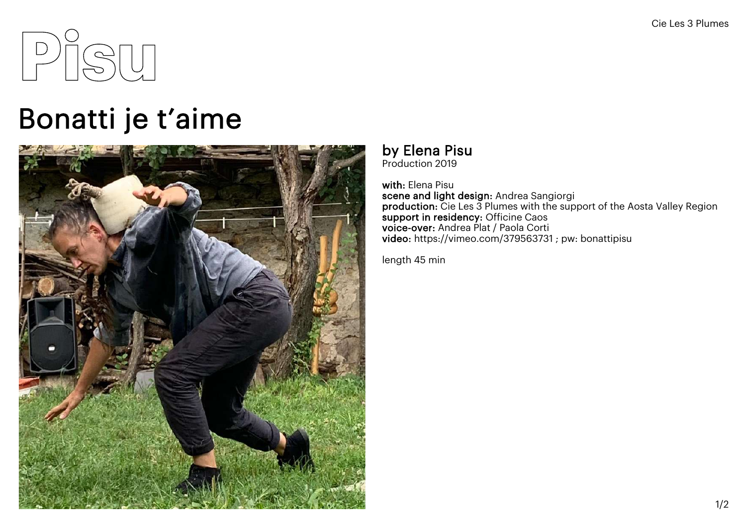# Pisu

## Bonatti je t'aime

### by Elena Pisu

Production 2019

**with:** Elena Pisu
**scene and light design:** Andrea Sangiorgi
**production:** Cie Les 3 Plumes with the support of the Aosta Valley Region
**support in residency:** Officine Caos
**voice-over:** Andrea Plat / Paola Corti
**video:** https://vimeo.com/379563731 ; pw: bonattipisu

length 45 min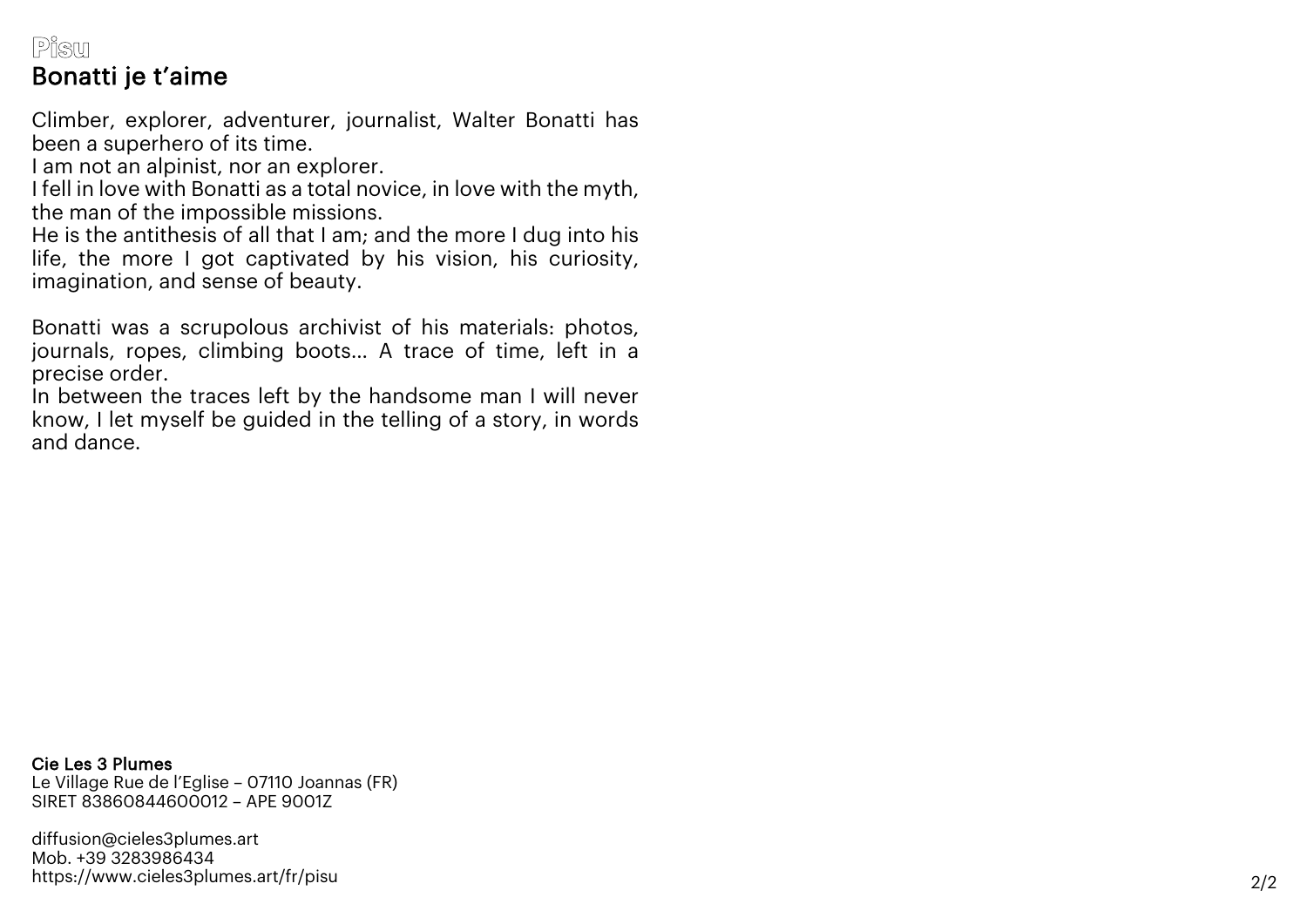**Pisu**

# Bonatti je t'aime

Climber, explorer, adventurer, journalist, Walter Bonatti has been a superhero of its time.
I am not an alpinist, nor an explorer.
I fell in love with Bonatti as a total novice, in love with the myth, the man of the impossible missions.
He is the antithesis of all that I am; and the more I dug into his life, the more I got captivated by his vision, his curiosity, imagination, and sense of beauty.

Bonatti was a scrupolous archivist of his materials: photos, journals, ropes, climbing boots... A trace of time, left in a precise order.
In between the traces left by the handsome man I will never know, I let myself be guided in the telling of a story, in words and dance.

**Cie Les 3 Plumes**
Le Village Rue de l'Eglise – 07110 Joannas (FR)
SIRET 83860844600012 – APE 9001Z

diffusion@cieles3plumes.art
Mob. +39 3283986434
https://www.cieles3plumes.art/fr/pisu